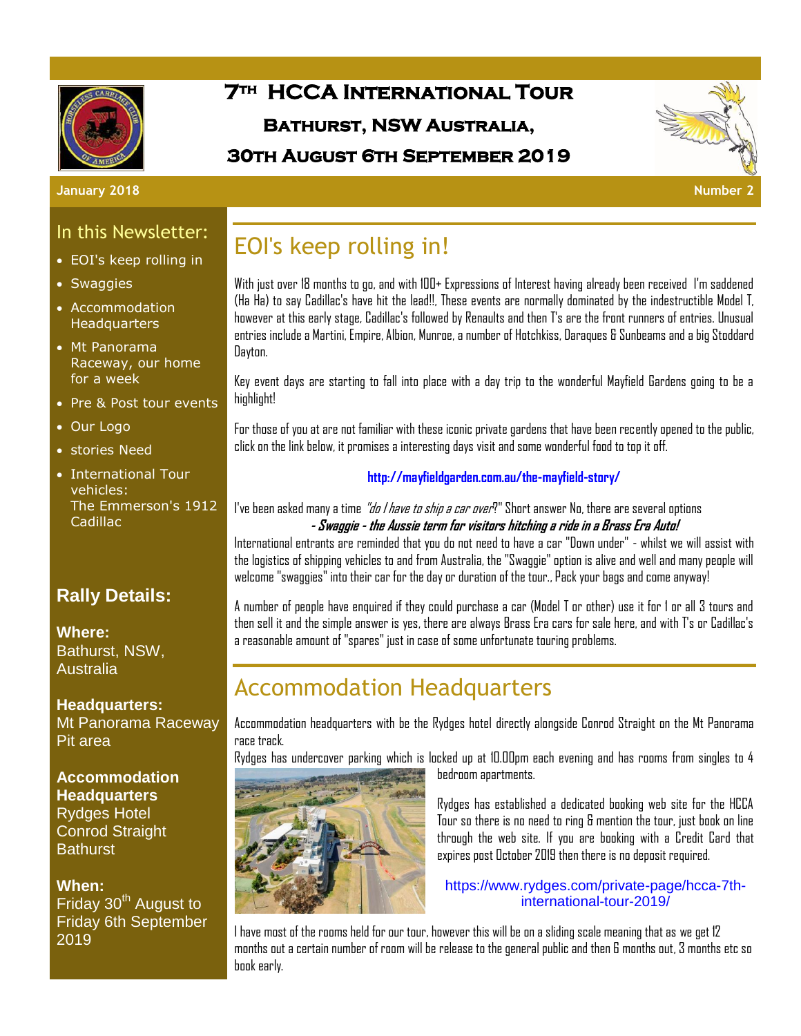# 7TH HCCA International Tour

## Bathurst, NSW Australia,

## 30th August 6th September 2019

January 2018 — Number 2

## In this Newsletter:

- EOI's keep rolling in
- Swaggies
- Accommodation Headquarters
- Mt Panorama Raceway, our home for a week
- Pre & Post tour events
- Our Logo
- stories Need
- International Tour vehicles: The Emmerson's 1912 Cadillac

## Rally Details:

**Where:**
Bathurst, NSW, Australia

**Headquarters:**
Mt Panorama Raceway Pit area

**Accommodation Headquarters**
Rydges Hotel
Conrod Straight
Bathurst

**When:**
Friday 30th August to Friday 6th September 2019

## EOI's keep rolling in!

With just over 18 months to go, and with 100+ Expressions of Interest having already been received I'm saddened (Ha Ha) to say Cadillac's have hit the lead!!, These events are normally dominated by the indestructible Model T, however at this early stage, Cadillac's followed by Renaults and then T's are the front runners of entries. Unusual entries include a Martini, Empire, Albion, Munroe, a number of Hotchkiss, Daraques & Sunbeams and a big Stoddard Dayton.

Key event days are starting to fall into place with a day trip to the wonderful Mayfield Gardens going to be a highlight!

For those of you at are not familiar with these iconic private gardens that have been recently opened to the public, click on the link below, it promises a interesting days visit and some wonderful food to top it off.

**http://mayfieldgarden.com.au/the-mayfield-story/**

I've been asked many a time *"do I have to ship a car over*?" Short answer No, there are several options

***- Swaggie - the Aussie term for visitors hitching a ride in a Brass Era Auto!***

International entrants are reminded that you do not need to have a car "Down under" - whilst we will assist with the logistics of shipping vehicles to and from Australia, the "Swaggie" option is alive and well and many people will welcome "swaggies" into their car for the day or duration of the tour., Pack your bags and come anyway!

A number of people have enquired if they could purchase a car (Model T or other) use it for 1 or all 3 tours and then sell it and the simple answer is yes, there are always Brass Era cars for sale here, and with T's or Cadillac's a reasonable amount of "spares" just in case of some unfortunate touring problems.

## Accommodation Headquarters

Accommodation headquarters with be the Rydges hotel directly alongside Conrod Straight on the Mt Panorama race track.

Rydges has undercover parking which is locked up at 10.00pm each evening and has rooms from singles to 4 bedroom apartments.

Rydges has established a dedicated booking web site for the HCCA Tour so there is no need to ring & mention the tour, just book on line through the web site. If you are booking with a Credit Card that expires post October 2019 then there is no deposit required.

https://www.rydges.com/private-page/hcca-7th-international-tour-2019/

I have most of the rooms held for our tour, however this will be on a sliding scale meaning that as we get 12 months out a certain number of room will be release to the general public and then 6 months out, 3 months etc so book early.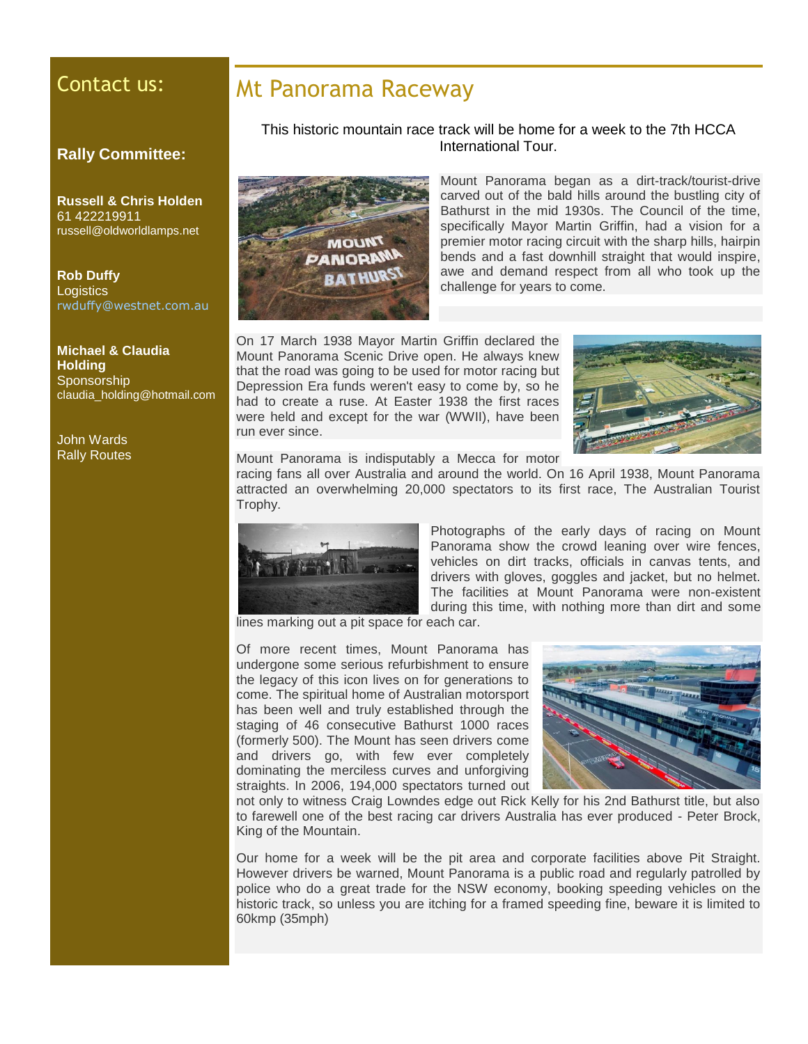## Contact us:

### Rally Committee:

**Russell & Chris Holden**
61 422219911
russell@oldworldlamps.net

**Rob Duffy**
Logistics
rwduffy@westnet.com.au

**Michael & Claudia Holding**
Sponsorship
claudia_holding@hotmail.com

John Wards
Rally Routes

# Mt Panorama Raceway

This historic mountain race track will be home for a week to the 7th HCCA International Tour.

Mount Panorama began as a dirt-track/tourist-drive carved out of the bald hills around the bustling city of Bathurst in the mid 1930s. The Council of the time, specifically Mayor Martin Griffin, had a vision for a premier motor racing circuit with the sharp hills, hairpin bends and a fast downhill straight that would inspire, awe and demand respect from all who took up the challenge for years to come.

On 17 March 1938 Mayor Martin Griffin declared the Mount Panorama Scenic Drive open. He always knew that the road was going to be used for motor racing but Depression Era funds weren't easy to come by, so he had to create a ruse. At Easter 1938 the first races were held and except for the war (WWII), have been run ever since.

Mount Panorama is indisputably a Mecca for motor racing fans all over Australia and around the world. On 16 April 1938, Mount Panorama attracted an overwhelming 20,000 spectators to its first race, The Australian Tourist Trophy.

Photographs of the early days of racing on Mount Panorama show the crowd leaning over wire fences, vehicles on dirt tracks, officials in canvas tents, and drivers with gloves, goggles and jacket, but no helmet. The facilities at Mount Panorama were non-existent during this time, with nothing more than dirt and some lines marking out a pit space for each car.

Of more recent times, Mount Panorama has undergone some serious refurbishment to ensure the legacy of this icon lives on for generations to come. The spiritual home of Australian motorsport has been well and truly established through the staging of 46 consecutive Bathurst 1000 races (formerly 500). The Mount has seen drivers come and drivers go, with few ever completely dominating the merciless curves and unforgiving straights. In 2006, 194,000 spectators turned out not only to witness Craig Lowndes edge out Rick Kelly for his 2nd Bathurst title, but also to farewell one of the best racing car drivers Australia has ever produced - Peter Brock, King of the Mountain.

Our home for a week will be the pit area and corporate facilities above Pit Straight. However drivers be warned, Mount Panorama is a public road and regularly patrolled by police who do a great trade for the NSW economy, booking speeding vehicles on the historic track, so unless you are itching for a framed speeding fine, beware it is limited to 60kmp (35mph)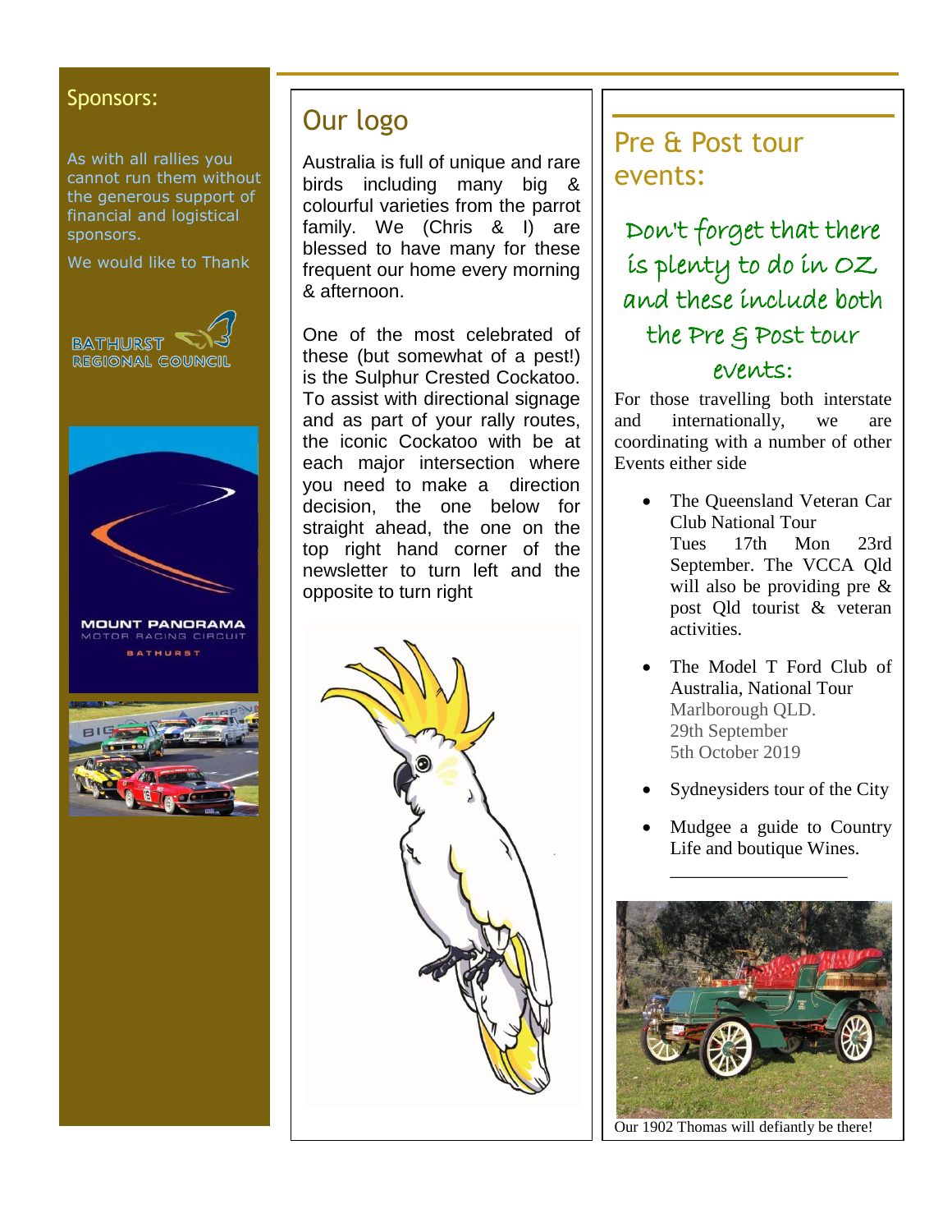## Sponsors:

As with all rallies you cannot run them without the generous support of financial and logistical sponsors.

We would like to Thank

BATHURST REGIONAL COUNCIL

MOUNT PANORAMA MOTOR RACING CIRCUIT BATHURST

## Our logo

Australia is full of unique and rare birds including many big & colourful varieties from the parrot family. We (Chris & I) are blessed to have many for these frequent our home every morning & afternoon.

One of the most celebrated of these (but somewhat of a pest!) is the Sulphur Crested Cockatoo. To assist with directional signage and as part of your rally routes, the iconic Cockatoo with be at each major intersection where you need to make a direction decision, the one below for straight ahead, the one on the top right hand corner of the newsletter to turn left and the opposite to turn right

## Pre & Post tour events:

Don't forget that there is plenty to do in OZ and these include both the Pre & Post tour events:

For those travelling both interstate and internationally, we are coordinating with a number of other Events either side

- The Queensland Veteran Car Club National Tour
  Tues 17th Mon 23rd September. The VCCA Qld will also be providing pre & post Qld tourist & veteran activities.
- The Model T Ford Club of Australia, National Tour
  Marlborough QLD.
  29th September
  5th October 2019
- Sydneysiders tour of the City
- Mudgee a guide to Country Life and boutique Wines.

Our 1902 Thomas will defiantly be there!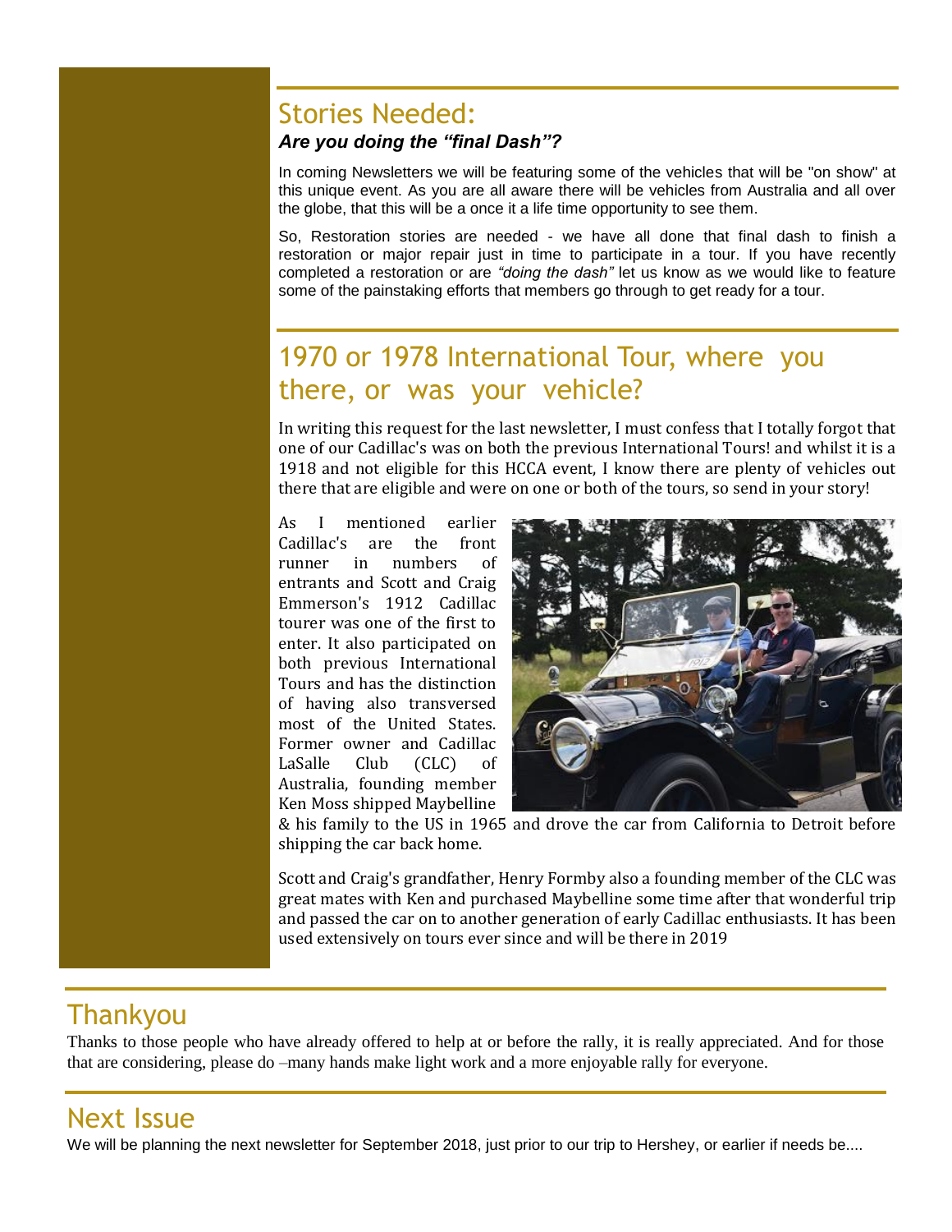## Stories Needed:

***Are you doing the "final Dash"?***

In coming Newsletters we will be featuring some of the vehicles that will be "on show" at this unique event. As you are all aware there will be vehicles from Australia and all over the globe, that this will be a once it a life time opportunity to see them.

So, Restoration stories are needed - we have all done that final dash to finish a restoration or major repair just in time to participate in a tour. If you have recently completed a restoration or are *"doing the dash"* let us know as we would like to feature some of the painstaking efforts that members go through to get ready for a tour.

## 1970 or 1978 International Tour, where you there, or was your vehicle?

In writing this request for the last newsletter, I must confess that I totally forgot that one of our Cadillac's was on both the previous International Tours! and whilst it is a 1918 and not eligible for this HCCA event, I know there are plenty of vehicles out there that are eligible and were on one or both of the tours, so send in your story!

As I mentioned earlier Cadillac's are the front runner in numbers of entrants and Scott and Craig Emmerson's 1912 Cadillac tourer was one of the first to enter. It also participated on both previous International Tours and has the distinction of having also transversed most of the United States. Former owner and Cadillac LaSalle Club (CLC) of Australia, founding member Ken Moss shipped Maybelline & his family to the US in 1965 and drove the car from California to Detroit before shipping the car back home.

Scott and Craig's grandfather, Henry Formby also a founding member of the CLC was great mates with Ken and purchased Maybelline some time after that wonderful trip and passed the car on to another generation of early Cadillac enthusiasts. It has been used extensively on tours ever since and will be there in 2019

## Thankyou

Thanks to those people who have already offered to help at or before the rally, it is really appreciated. And for those that are considering, please do –many hands make light work and a more enjoyable rally for everyone.

## Next Issue

We will be planning the next newsletter for September 2018, just prior to our trip to Hershey, or earlier if needs be....